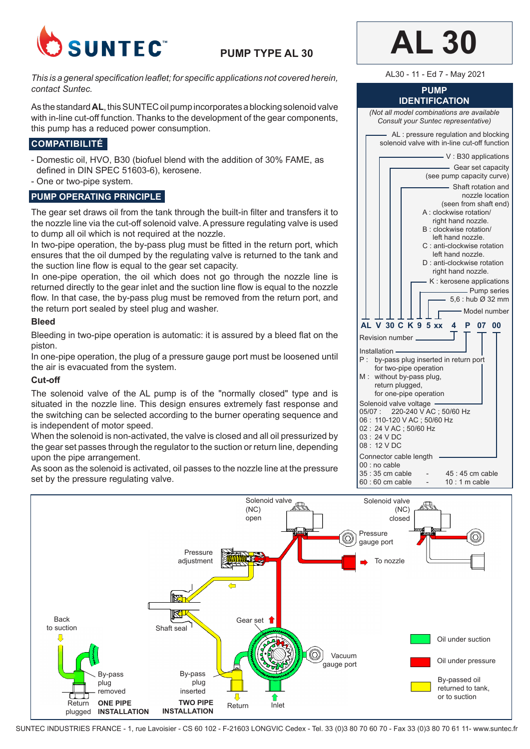# SUNTEC

## PUMP TYPE AL 30

# AL 30

AL30 - 11 - Ed 7 - May 2021

*This is a general specification leaflet; for specific applications not covered herein, contact Suntec.*

As the standard **AL**, this SUNTEC oil pump incorporates a blocking solenoid valve with in-line cut-off function. Thanks to the development of the gear components, this pump has a reduced power consumption.

## COMPATIBILITÉ

- Domestic oil, HVO, B30 (biofuel blend with the addition of 30% FAME, as defined in DIN SPEC 51603-6), kerosene.
- One or two-pipe system.

## PUMP OPERATING PRINCIPLE

The gear set draws oil from the tank through the built-in filter and transfers it to the nozzle line via the cut-off solenoid valve. A pressure regulating valve is used to dump all oil which is not required at the nozzle.

In two-pipe operation, the by-pass plug must be fitted in the return port, which ensures that the oil dumped by the regulating valve is returned to the tank and the suction line flow is equal to the gear set capacity.

In one-pipe operation, the oil which does not go through the nozzle line is returned directly to the gear inlet and the suction line flow is equal to the nozzle flow. In that case, the by-pass plug must be removed from the return port, and the return port sealed by steel plug and washer.

### Bleed

Bleeding in two-pipe operation is automatic: it is assured by a bleed flat on the piston.

In one-pipe operation, the plug of a pressure gauge port must be loosened until the air is evacuated from the system.

### Cut-off

The solenoid valve of the AL pump is of the "normally closed" type and is situated in the nozzle line. This design ensures extremely fast response and the switching can be selected according to the burner operating sequence and is independent of motor speed.

When the solenoid is non-activated, the valve is closed and all oil pressurized by the gear set passes through the regulator to the suction or return line, depending upon the pipe arrangement.

As soon as the solenoid is activated, oil passes to the nozzle line at the pressure set by the pressure regulating valve.

## PUMP IDENTIFICATION

*(Not all model combinations are available Consult your Suntec representative)*

**AL V 30 C K 9 5 xx 4 P 07 00**

- AL : pressure regulation and blocking solenoid valve with in-line cut-off function
- V : B30 applications
- Gear set capacity (see pump capacity curve)
- Shaft rotation and nozzle location (seen from shaft end)
  - A : clockwise rotation/ right hand nozzle.
  - B : clockwise rotation/ left hand nozzle.
  - C : anti-clockwise rotation left hand nozzle.
  - D : anti-clockwise rotation right hand nozzle.
- K : kerosene applications
- Pump series
- 5,6 : hub Ø 32 mm
- Model number
- Revision number
- Installation
  - P : by-pass plug inserted in return port for two-pipe operation
  - M : without by-pass plug, return plugged, for one-pipe operation
- Solenoid valve voltage
  - 05/07 : 220-240 V AC ; 50/60 Hz
  - 06 : 110-120 V AC ; 50/60 Hz
  - 02 : 24 V AC ; 50/60 Hz
  - 03 : 24 V DC
  - 08 : 12 V DC
- Connector cable length
  - 00 : no cable
  - 35 : 35 cm cable - 45 : 45 cm cable
  - 60 : 60 cm cable - 10 : 1 m cable

Solenoid valve (NC) open — Solenoid valve (NC) closed — Pressure gauge port — To nozzle — Pressure adjustment — Shaft seal — Gear set — Vacuum gauge port — Back to suction — By-pass plug removed — Return plugged — **ONE PIPE INSTALLATION** — By-pass plug inserted — **TWO PIPE INSTALLATION** — Return — Inlet

- Oil under suction
- Oil under pressure
- By-passed oil returned to tank, or to suction

SUNTEC INDUSTRIES FRANCE - 1, rue Lavoisier - CS 60 102 - F-21603 LONGVIC Cedex - Tel. 33 (0)3 80 70 60 70 - Fax 33 (0)3 80 70 61 11- www.suntec.fr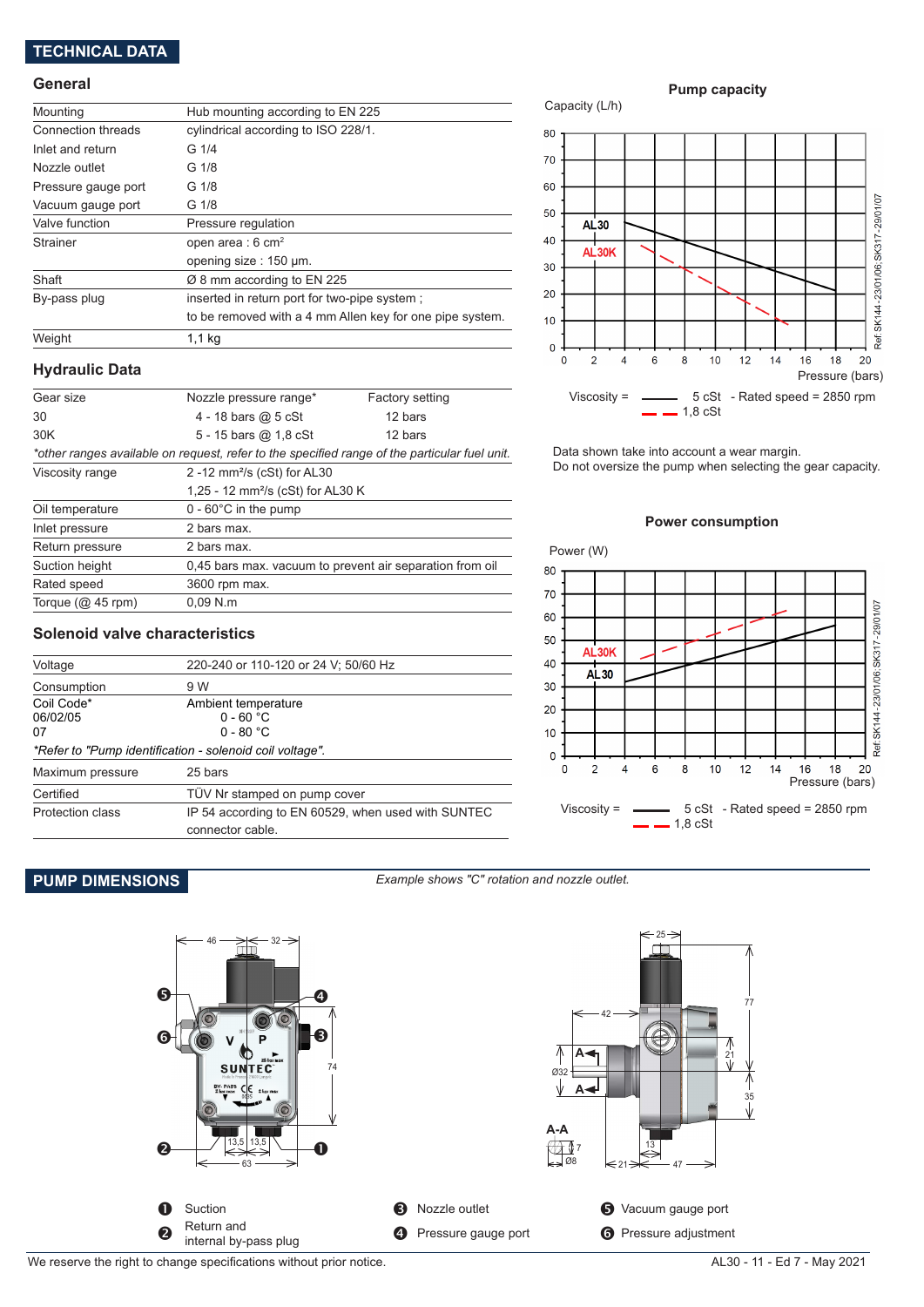## TECHNICAL DATA

### General

| | |
|---|---|
| Mounting | Hub mounting according to EN 225 |
| Connection threads | cylindrical according to ISO 228/1. |
| Inlet and return | G 1/4 |
| Nozzle outlet | G 1/8 |
| Pressure gauge port | G 1/8 |
| Vacuum gauge port | G 1/8 |
| Valve function | Pressure regulation |
| Strainer | open area : 6 cm² |
| | opening size : 150 µm. |
| Shaft | Ø 8 mm according to EN 225 |
| By-pass plug | inserted in return port for two-pipe system ; |
| | to be removed with a 4 mm Allen key for one pipe system. |
| Weight | 1,1 kg |

### Hydraulic Data

| Gear size | Nozzle pressure range* | Factory setting |
|---|---|---|
| 30 | 4 - 18 bars @ 5 cSt | 12 bars |
| 30K | 5 - 15 bars @ 1,8 cSt | 12 bars |

*\*other ranges available on request, refer to the specified range of the particular fuel unit.*

| | |
|---|---|
| Viscosity range | 2 -12 mm²/s (cSt) for AL30 |
| | 1,25 - 12 mm²/s (cSt) for AL30 K |
| Oil temperature | 0 - 60°C in the pump |
| Inlet pressure | 2 bars max. |
| Return pressure | 2 bars max. |
| Suction height | 0,45 bars max. vacuum to prevent air separation from oil |
| Rated speed | 3600 rpm max. |
| Torque (@ 45 rpm) | 0,09 N.m |

### Solenoid valve characteristics

| | |
|---|---|
| Voltage | 220-240 or 110-120 or 24 V; 50/60 Hz |
| Consumption | 9 W |
| Coil Code* | Ambient temperature |
| 06/02/05 | 0 - 60 °C |
| 07 | 0 - 80 °C |

*\*Refer to "Pump identification - solenoid coil voltage".*

| | |
|---|---|
| Maximum pressure | 25 bars |
| Certified | TÜV Nr stamped on pump cover |
| Protection class | IP 54 according to EN 60529, when used with SUNTEC connector cable. |

### Pump capacity

Capacity (L/h)

AL30

AL30K

Pressure (bars)

Viscosity = 5 cSt - Rated speed = 2850 rpm

1,8 cSt

Ref: SK144 - 23/01/06; SK317 - 29/01/07

Data shown take into account a wear margin.
Do not oversize the pump when selecting the gear capacity.

### Power consumption

Power (W)

AL30K

AL 30

Pressure (bars)

Viscosity = 5 cSt - Rated speed = 2850 rpm

1,8 cSt

Ref: SK144 - 23/01/06; SK317 - 29/01/07

## PUMP DIMENSIONS

*Example shows "C" rotation and nozzle outlet.*

1. Suction
2. Return and internal by-pass plug
3. Nozzle outlet
4. Pressure gauge port
5. Vacuum gauge port
6. Pressure adjustment

We reserve the right to change specifications without prior notice.

AL30 - 11 - Ed 7 - May 2021